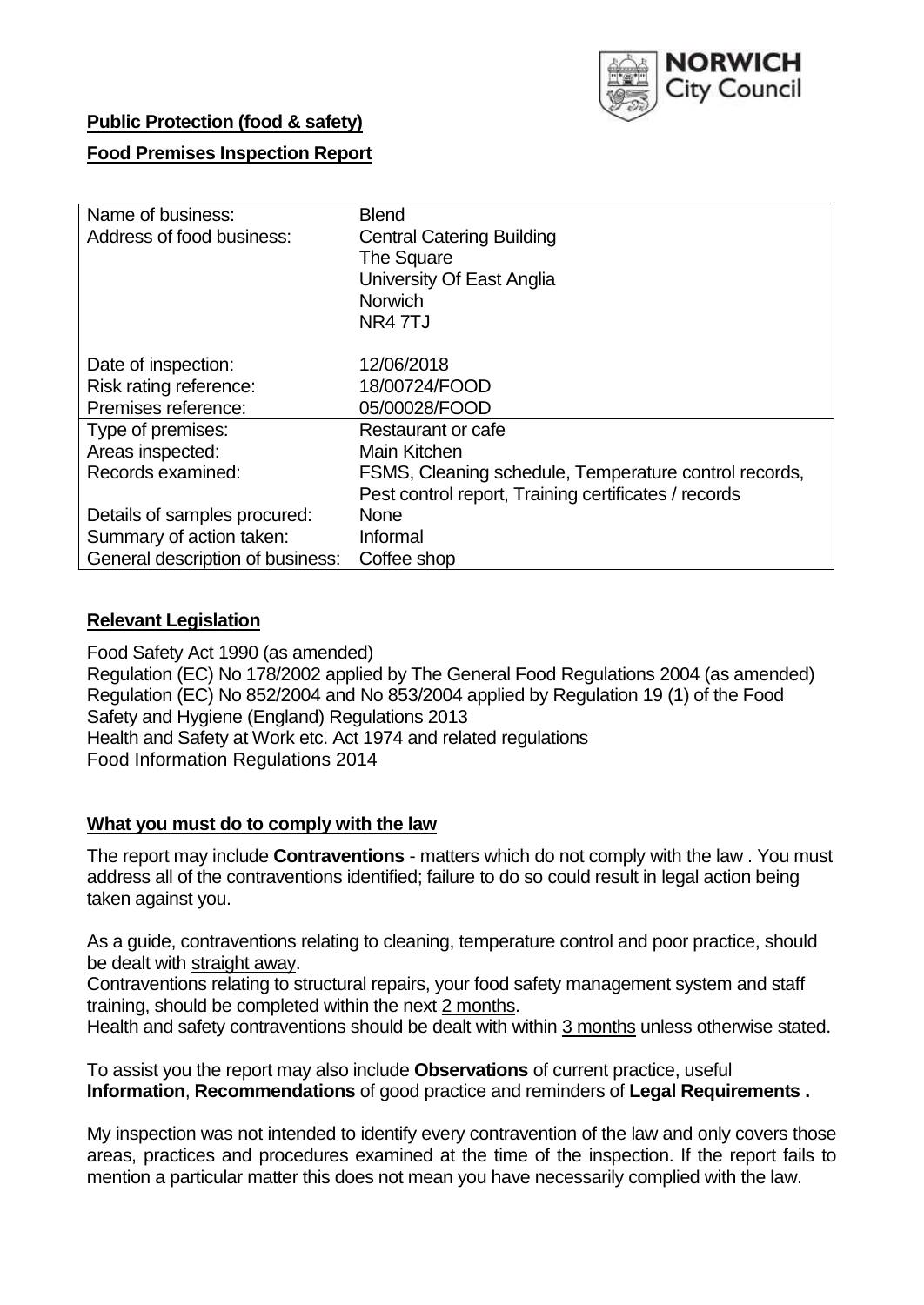**Public Protection (food & safety)**

**Food Premises Inspection Report**

| Name of business: | Blend |
|---|---|
| Address of food business: | Central Catering Building<br>The Square<br>University Of East Anglia<br>Norwich<br>NR4 7TJ |
| Date of inspection: | 12/06/2018 |
| Risk rating reference: | 18/00724/FOOD |
| Premises reference: | 05/00028/FOOD |
| Type of premises: | Restaurant or cafe |
| Areas inspected: | Main Kitchen |
| Records examined: | FSMS, Cleaning schedule, Temperature control records, Pest control report, Training certificates / records |
| Details of samples procured: | None |
| Summary of action taken: | Informal |
| General description of business: | Coffee shop |

## **Relevant Legislation**

Food Safety Act 1990 (as amended)
Regulation (EC) No 178/2002 applied by The General Food Regulations 2004 (as amended)
Regulation (EC) No 852/2004 and No 853/2004 applied by Regulation 19 (1) of the Food Safety and Hygiene (England) Regulations 2013
Health and Safety at Work etc. Act 1974 and related regulations
Food Information Regulations 2014

## **What you must do to comply with the law**

The report may include **Contraventions** - matters which do not comply with the law . You must address all of the contraventions identified; failure to do so could result in legal action being taken against you.

As a guide, contraventions relating to cleaning, temperature control and poor practice, should be dealt with straight away.

Contraventions relating to structural repairs, your food safety management system and staff training, should be completed within the next 2 months.

Health and safety contraventions should be dealt with within 3 months unless otherwise stated.

To assist you the report may also include **Observations** of current practice, useful **Information**, **Recommendations** of good practice and reminders of **Legal Requirements .**

My inspection was not intended to identify every contravention of the law and only covers those areas, practices and procedures examined at the time of the inspection. If the report fails to mention a particular matter this does not mean you have necessarily complied with the law.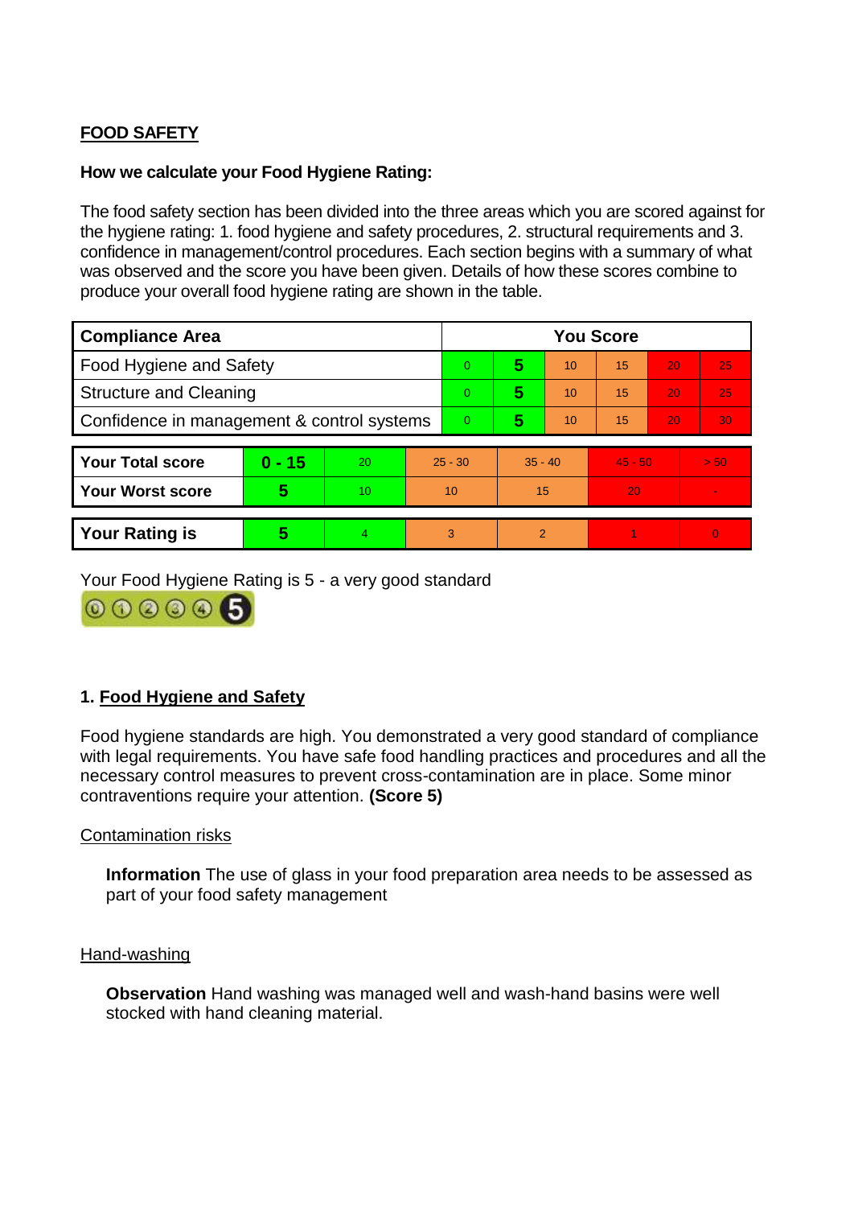## FOOD SAFETY

**How we calculate your Food Hygiene Rating:**

The food safety section has been divided into the three areas which you are scored against for the hygiene rating: 1. food hygiene and safety procedures, 2. structural requirements and 3. confidence in management/control procedures. Each section begins with a summary of what was observed and the score you have been given. Details of how these scores combine to produce your overall food hygiene rating are shown in the table.

| Compliance Area | You Score | | | | | |
|---|---|---|---|---|---|---|
| Food Hygiene and Safety | 0 | **5** | 10 | 15 | 20 | 25 |
| Structure and Cleaning | 0 | **5** | 10 | 15 | 20 | 25 |
| Confidence in management & control systems | 0 | **5** | 10 | 15 | 20 | 30 |

| | | | | | | |
|---|---|---|---|---|---|---|
| **Your Total score** | **0 - 15** | 20 | 25 - 30 | 35 - 40 | 45 - 50 | > 50 |
| **Your Worst score** | **5** | 10 | 10 | 15 | 20 | - |
| **Your Rating is** | **5** | 4 | 3 | 2 | 1 | 0 |

Your Food Hygiene Rating is 5 - a very good standard

### 1. Food Hygiene and Safety

Food hygiene standards are high. You demonstrated a very good standard of compliance with legal requirements. You have safe food handling practices and procedures and all the necessary control measures to prevent cross-contamination are in place. Some minor contraventions require your attention. **(Score 5)**

Contamination risks

**Information** The use of glass in your food preparation area needs to be assessed as part of your food safety management

Hand-washing

**Observation** Hand washing was managed well and wash-hand basins were well stocked with hand cleaning material.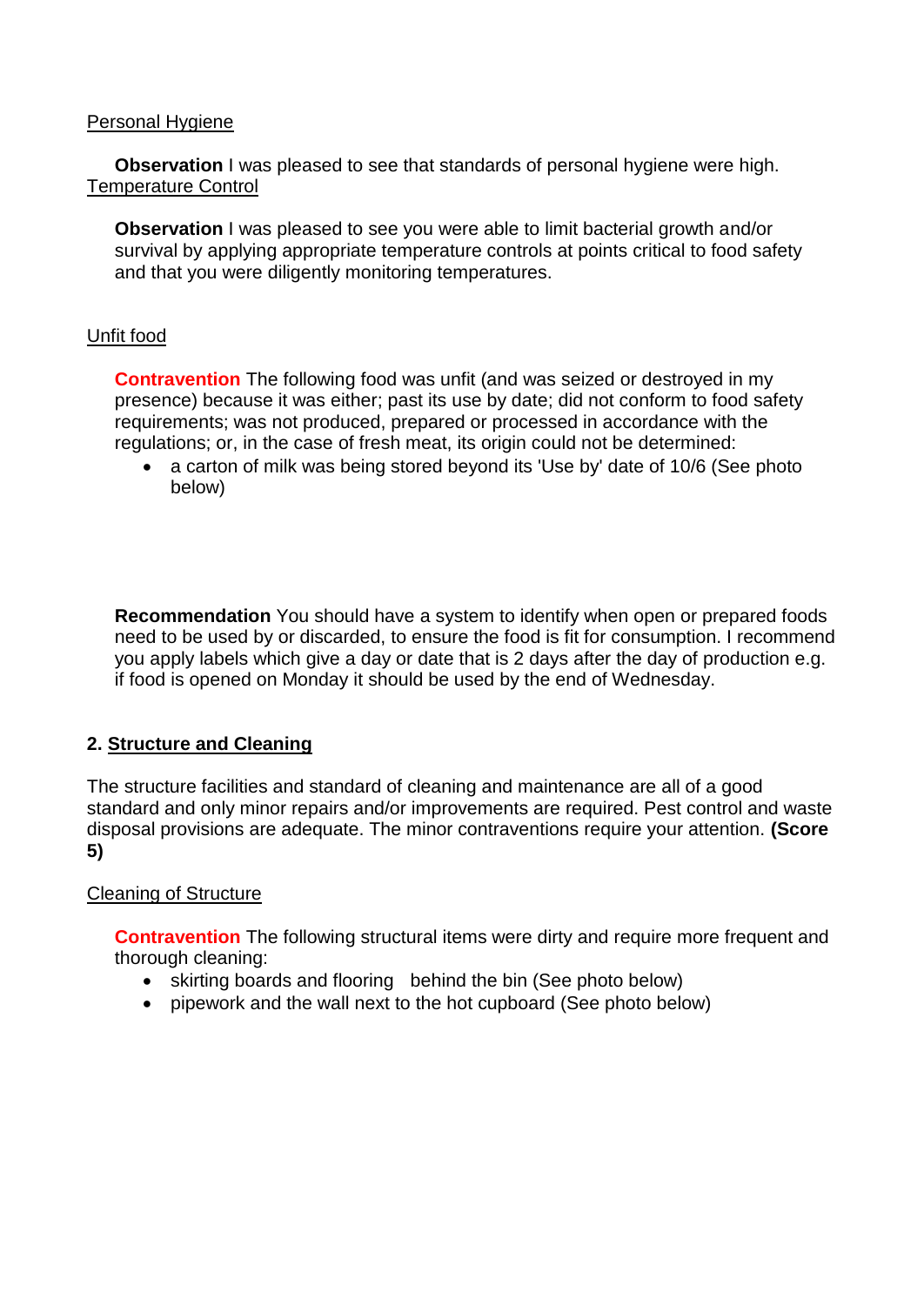Personal Hygiene

**Observation** I was pleased to see that standards of personal hygiene were high.

Temperature Control

**Observation** I was pleased to see you were able to limit bacterial growth and/or survival by applying appropriate temperature controls at points critical to food safety and that you were diligently monitoring temperatures.

Unfit food

**Contravention** The following food was unfit (and was seized or destroyed in my presence) because it was either; past its use by date; did not conform to food safety requirements; was not produced, prepared or processed in accordance with the regulations; or, in the case of fresh meat, its origin could not be determined:

- a carton of milk was being stored beyond its 'Use by' date of 10/6 (See photo below)

**Recommendation** You should have a system to identify when open or prepared foods need to be used by or discarded, to ensure the food is fit for consumption. I recommend you apply labels which give a day or date that is 2 days after the day of production e.g. if food is opened on Monday it should be used by the end of Wednesday.

## 2. Structure and Cleaning

The structure facilities and standard of cleaning and maintenance are all of a good standard and only minor repairs and/or improvements are required. Pest control and waste disposal provisions are adequate. The minor contraventions require your attention. **(Score 5)**

Cleaning of Structure

**Contravention** The following structural items were dirty and require more frequent and thorough cleaning:

- skirting boards and flooring behind the bin (See photo below)
- pipework and the wall next to the hot cupboard (See photo below)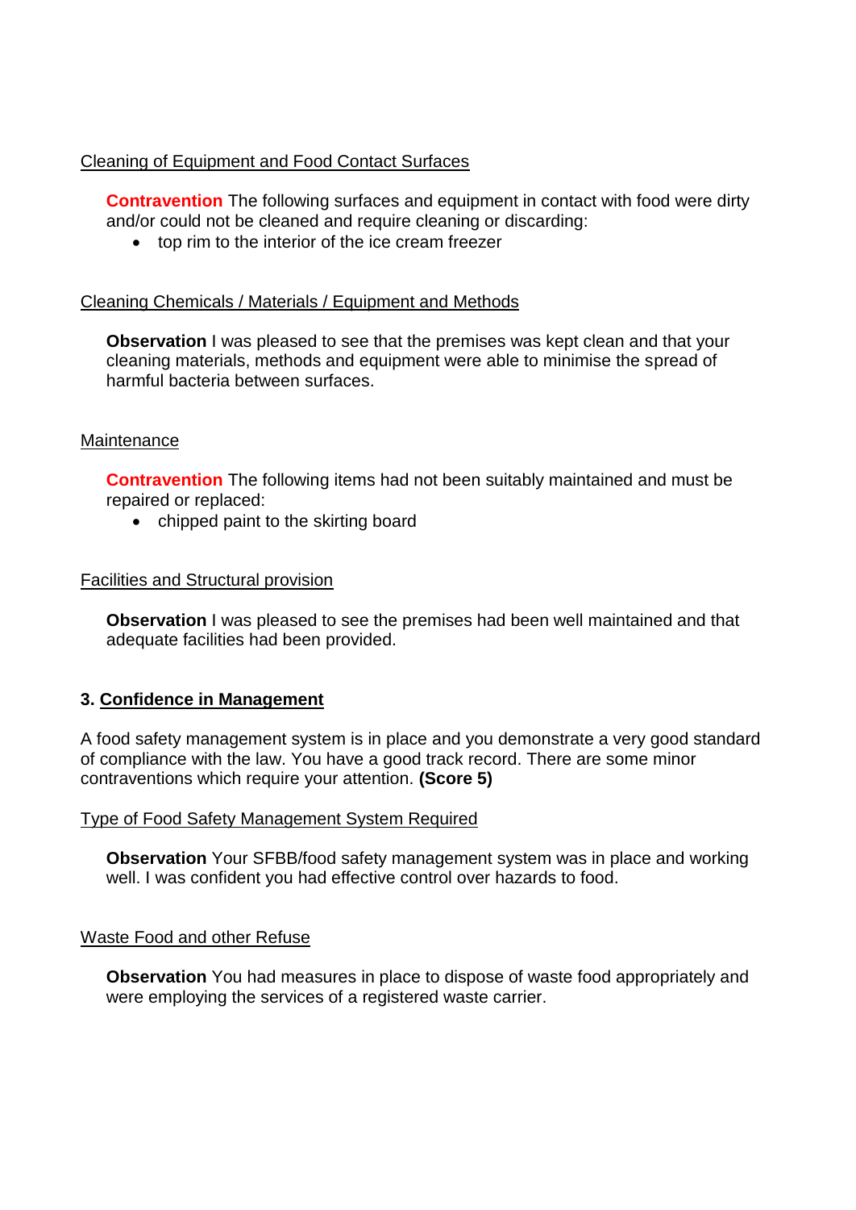Cleaning of Equipment and Food Contact Surfaces

**Contravention** The following surfaces and equipment in contact with food were dirty and/or could not be cleaned and require cleaning or discarding:

- top rim to the interior of the ice cream freezer

Cleaning Chemicals / Materials / Equipment and Methods

**Observation** I was pleased to see that the premises was kept clean and that your cleaning materials, methods and equipment were able to minimise the spread of harmful bacteria between surfaces.

Maintenance

**Contravention** The following items had not been suitably maintained and must be repaired or replaced:

- chipped paint to the skirting board

Facilities and Structural provision

**Observation** I was pleased to see the premises had been well maintained and that adequate facilities had been provided.

## 3. Confidence in Management

A food safety management system is in place and you demonstrate a very good standard of compliance with the law. You have a good track record. There are some minor contraventions which require your attention. **(Score 5)**

Type of Food Safety Management System Required

**Observation** Your SFBB/food safety management system was in place and working well. I was confident you had effective control over hazards to food.

Waste Food and other Refuse

**Observation** You had measures in place to dispose of waste food appropriately and were employing the services of a registered waste carrier.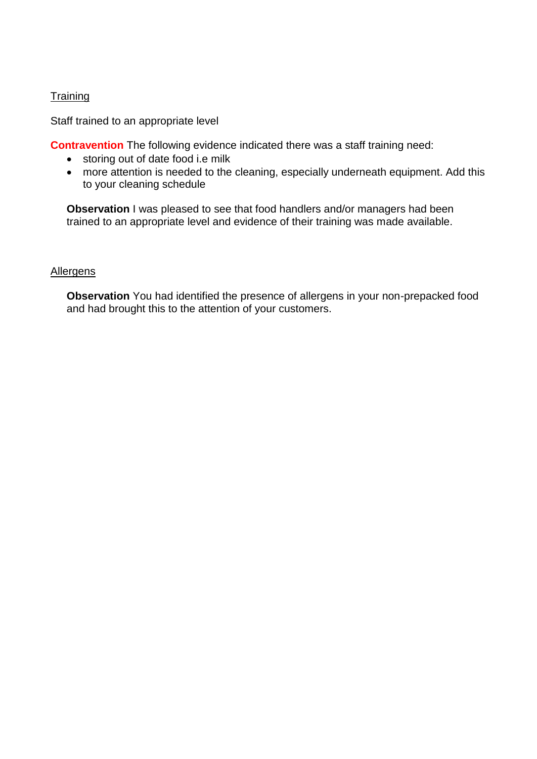<u>Training</u>

Staff trained to an appropriate level

**Contravention** The following evidence indicated there was a staff training need:

- storing out of date food i.e milk
- more attention is needed to the cleaning, especially underneath equipment. Add this to your cleaning schedule

**Observation** I was pleased to see that food handlers and/or managers had been trained to an appropriate level and evidence of their training was made available.

<u>Allergens</u>

**Observation** You had identified the presence of allergens in your non-prepacked food and had brought this to the attention of your customers.